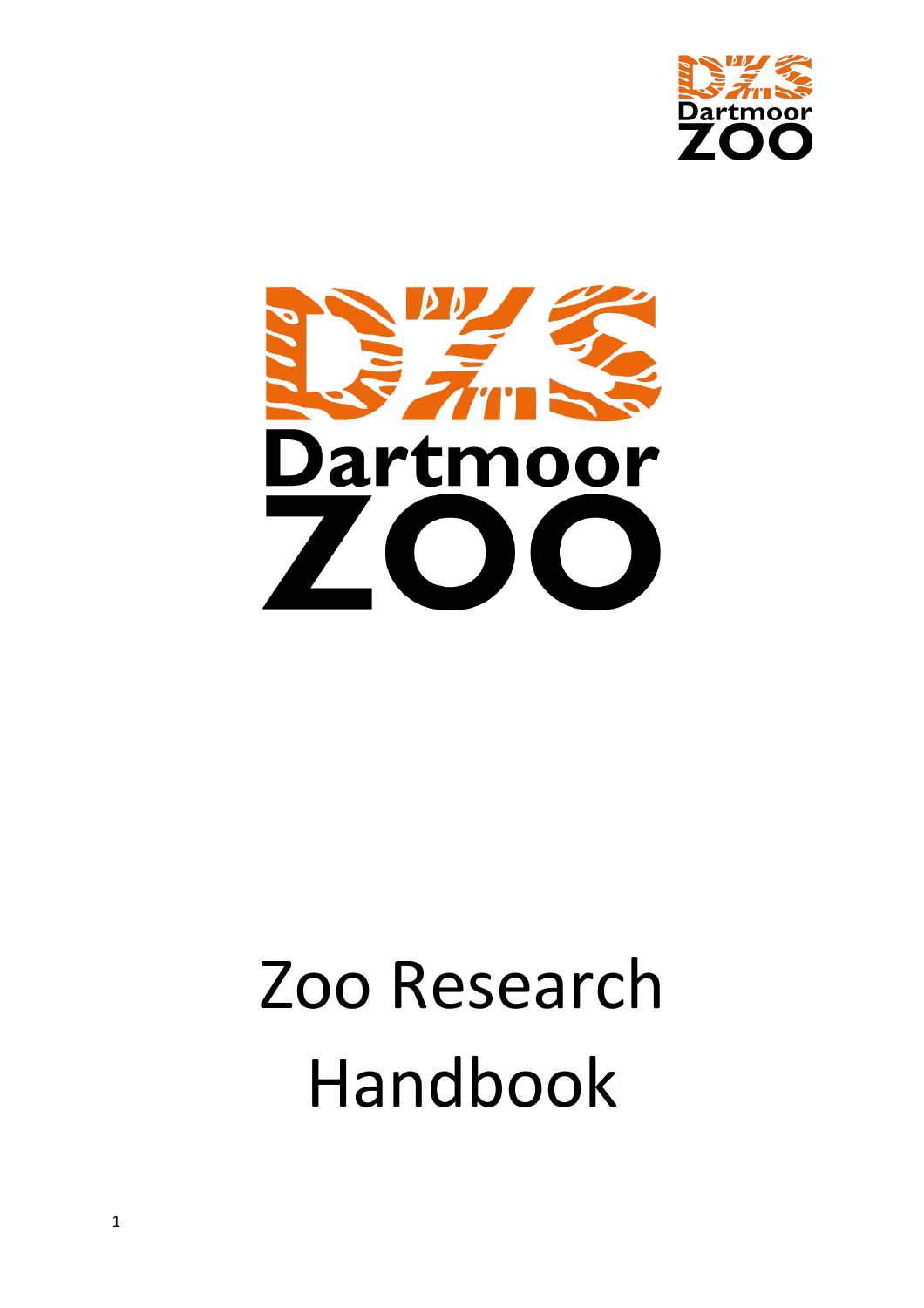# Zoo Research Handbook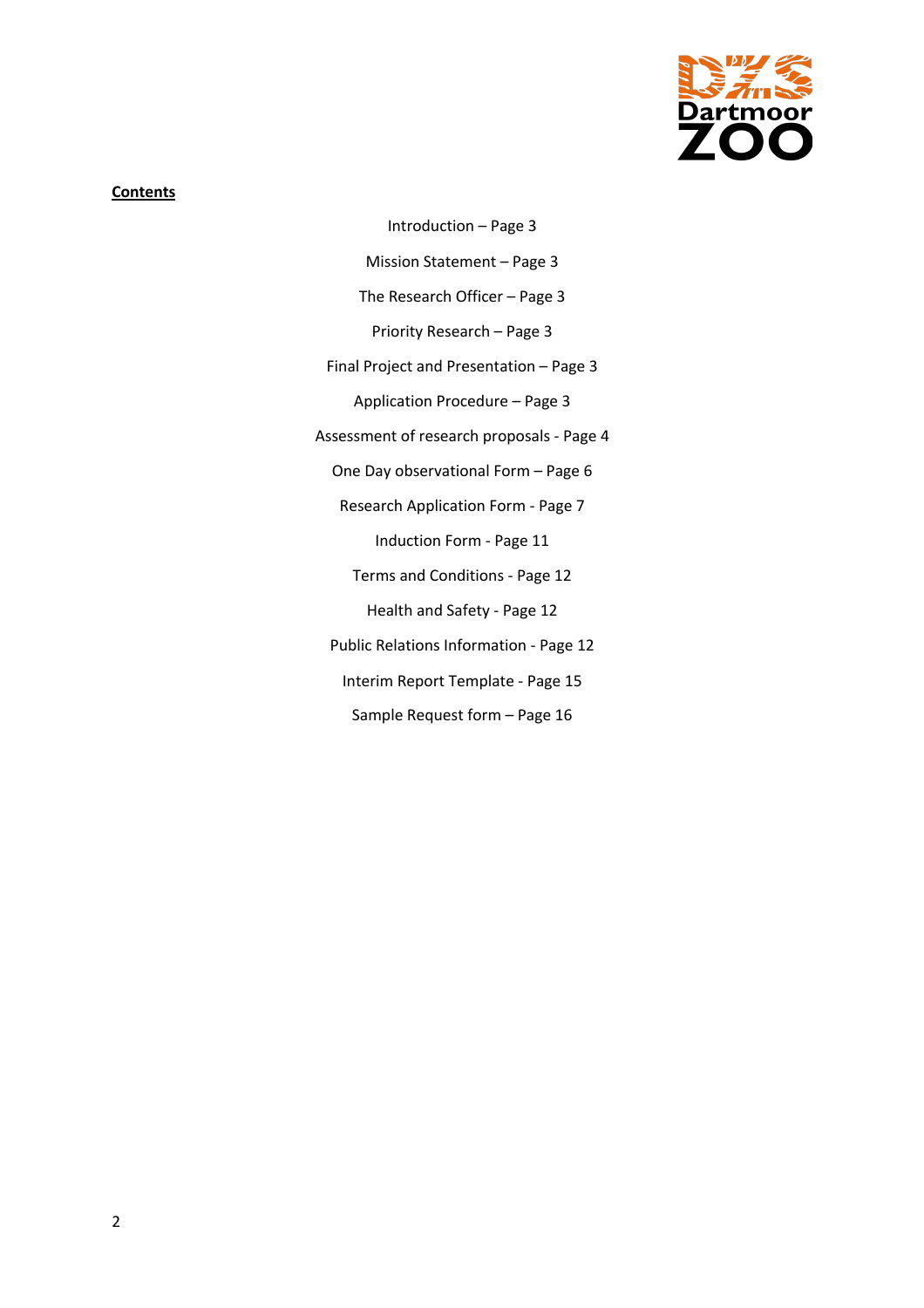**Contents**

Introduction – Page 3

Mission Statement – Page 3

The Research Officer – Page 3

Priority Research – Page 3

Final Project and Presentation – Page 3

Application Procedure – Page 3

Assessment of research proposals - Page 4

One Day observational Form – Page 6

Research Application Form - Page 7

Induction Form - Page 11

Terms and Conditions - Page 12

Health and Safety - Page 12

Public Relations Information - Page 12

Interim Report Template - Page 15

Sample Request form – Page 16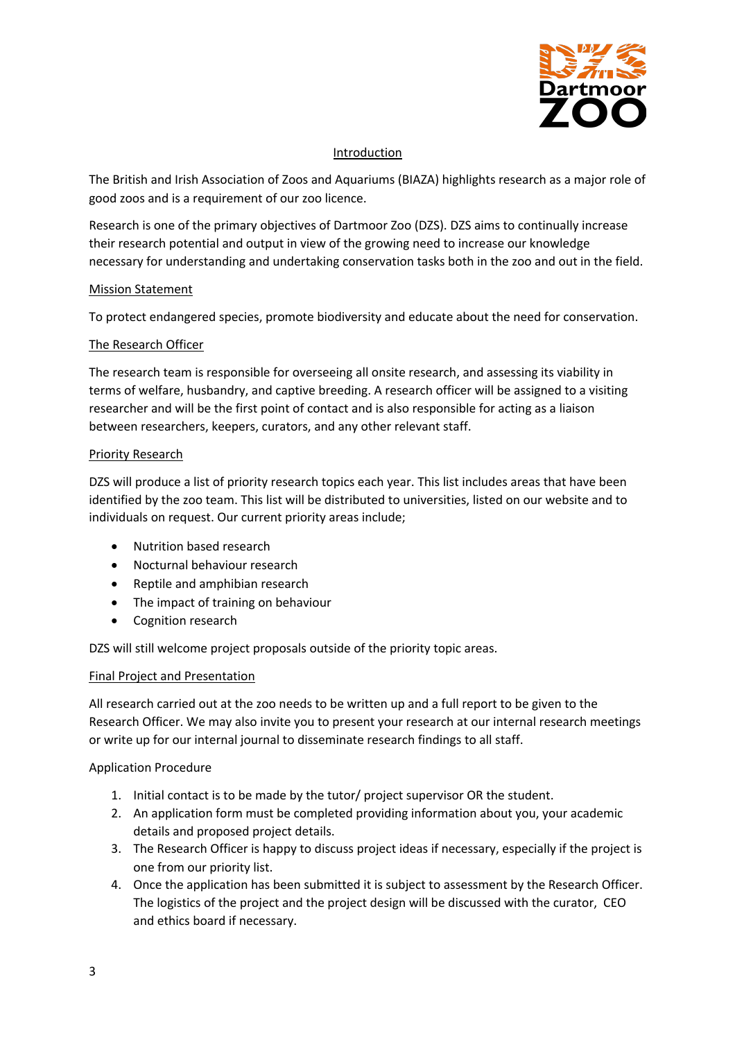## Introduction

The British and Irish Association of Zoos and Aquariums (BIAZA) highlights research as a major role of good zoos and is a requirement of our zoo licence.

Research is one of the primary objectives of Dartmoor Zoo (DZS). DZS aims to continually increase their research potential and output in view of the growing need to increase our knowledge necessary for understanding and undertaking conservation tasks both in the zoo and out in the field.

### Mission Statement

To protect endangered species, promote biodiversity and educate about the need for conservation.

### The Research Officer

The research team is responsible for overseeing all onsite research, and assessing its viability in terms of welfare, husbandry, and captive breeding. A research officer will be assigned to a visiting researcher and will be the first point of contact and is also responsible for acting as a liaison between researchers, keepers, curators, and any other relevant staff.

### Priority Research

DZS will produce a list of priority research topics each year. This list includes areas that have been identified by the zoo team. This list will be distributed to universities, listed on our website and to individuals on request. Our current priority areas include;

- Nutrition based research
- Nocturnal behaviour research
- Reptile and amphibian research
- The impact of training on behaviour
- Cognition research

DZS will still welcome project proposals outside of the priority topic areas.

### Final Project and Presentation

All research carried out at the zoo needs to be written up and a full report to be given to the Research Officer. We may also invite you to present your research at our internal research meetings or write up for our internal journal to disseminate research findings to all staff.

### Application Procedure

1. Initial contact is to be made by the tutor/ project supervisor OR the student.
2. An application form must be completed providing information about you, your academic details and proposed project details.
3. The Research Officer is happy to discuss project ideas if necessary, especially if the project is one from our priority list.
4. Once the application has been submitted it is subject to assessment by the Research Officer. The logistics of the project and the project design will be discussed with the curator, CEO and ethics board if necessary.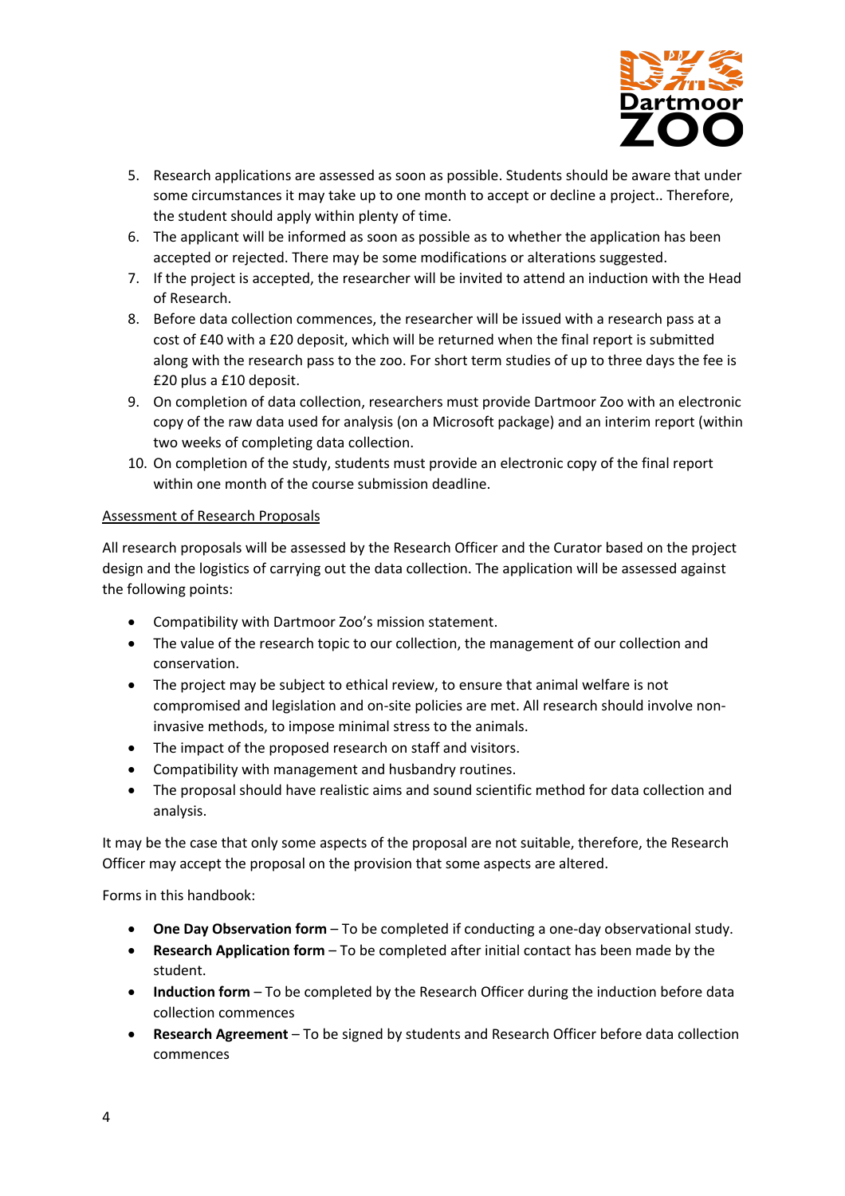5. Research applications are assessed as soon as possible. Students should be aware that under some circumstances it may take up to one month to accept or decline a project.. Therefore, the student should apply within plenty of time.
6. The applicant will be informed as soon as possible as to whether the application has been accepted or rejected. There may be some modifications or alterations suggested.
7. If the project is accepted, the researcher will be invited to attend an induction with the Head of Research.
8. Before data collection commences, the researcher will be issued with a research pass at a cost of £40 with a £20 deposit, which will be returned when the final report is submitted along with the research pass to the zoo. For short term studies of up to three days the fee is £20 plus a £10 deposit.
9. On completion of data collection, researchers must provide Dartmoor Zoo with an electronic copy of the raw data used for analysis (on a Microsoft package) and an interim report (within two weeks of completing data collection.
10. On completion of the study, students must provide an electronic copy of the final report within one month of the course submission deadline.

<u>Assessment of Research Proposals</u>

All research proposals will be assessed by the Research Officer and the Curator based on the project design and the logistics of carrying out the data collection. The application will be assessed against the following points:

- Compatibility with Dartmoor Zoo's mission statement.
- The value of the research topic to our collection, the management of our collection and conservation.
- The project may be subject to ethical review, to ensure that animal welfare is not compromised and legislation and on-site policies are met. All research should involve non-invasive methods, to impose minimal stress to the animals.
- The impact of the proposed research on staff and visitors.
- Compatibility with management and husbandry routines.
- The proposal should have realistic aims and sound scientific method for data collection and analysis.

It may be the case that only some aspects of the proposal are not suitable, therefore, the Research Officer may accept the proposal on the provision that some aspects are altered.

Forms in this handbook:

- **One Day Observation form** – To be completed if conducting a one-day observational study.
- **Research Application form** – To be completed after initial contact has been made by the student.
- **Induction form** – To be completed by the Research Officer during the induction before data collection commences
- **Research Agreement** – To be signed by students and Research Officer before data collection commences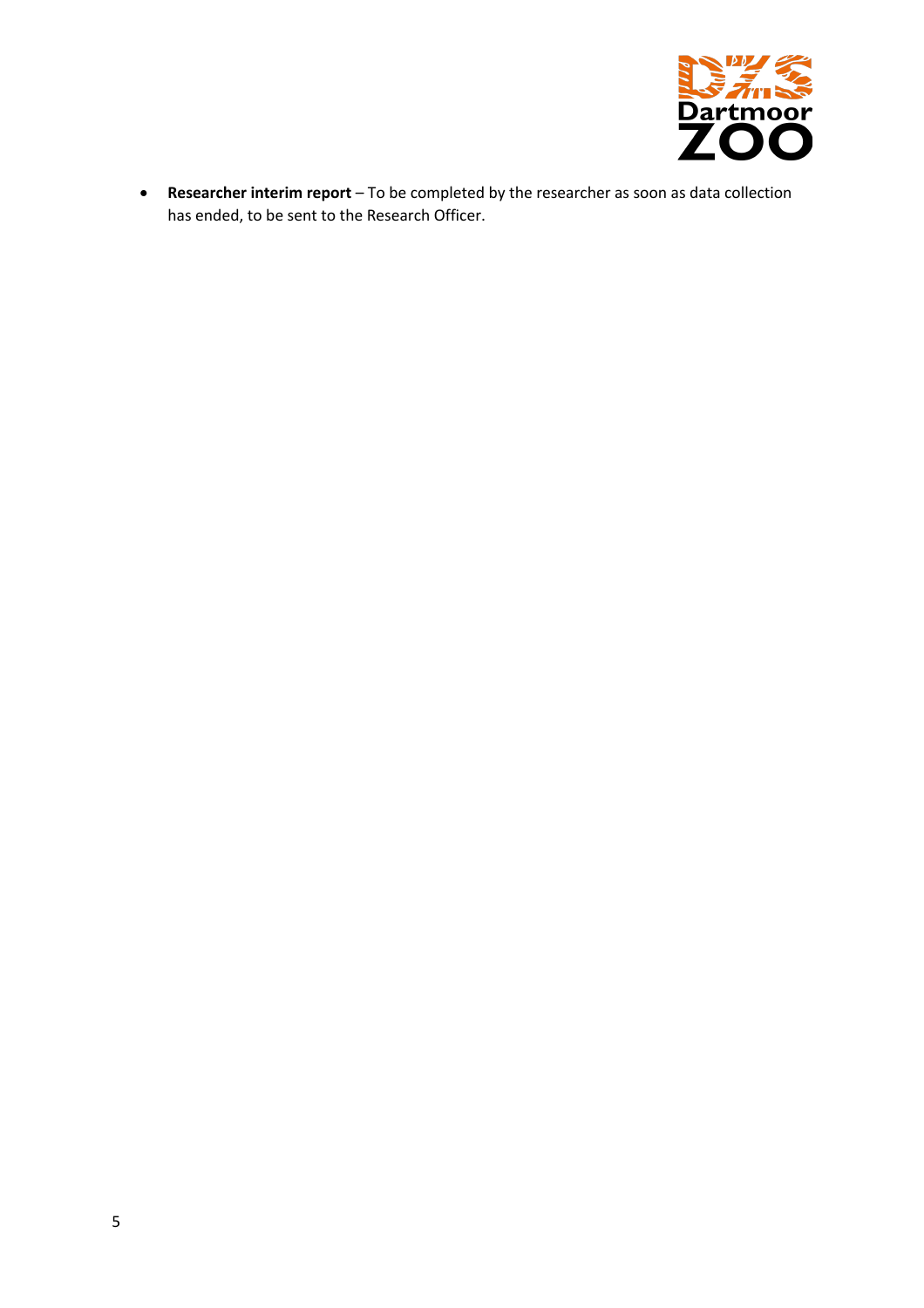- **Researcher interim report** – To be completed by the researcher as soon as data collection has ended, to be sent to the Research Officer.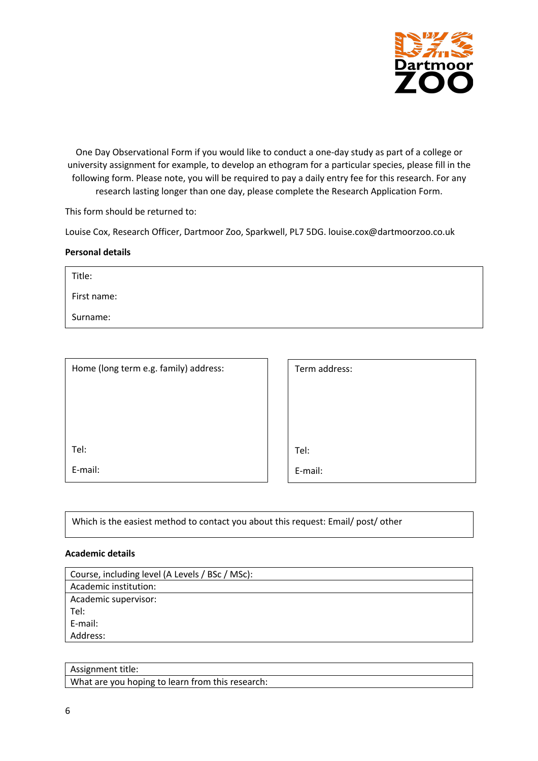One Day Observational Form if you would like to conduct a one-day study as part of a college or university assignment for example, to develop an ethogram for a particular species, please fill in the following form. Please note, you will be required to pay a daily entry fee for this research. For any research lasting longer than one day, please complete the Research Application Form.

This form should be returned to:

Louise Cox, Research Officer, Dartmoor Zoo, Sparkwell, PL7 5DG. louise.cox@dartmoorzoo.co.uk

**Personal details**

| Title: |
|---|
| First name: |
| Surname: |

| Home (long term e.g. family) address: | Term address: |
|---|---|
| Tel: | Tel: |
| E-mail: | E-mail: |

| Which is the easiest method to contact you about this request: Email/ post/ other |
|---|

**Academic details**

| Course, including level (A Levels / BSc / MSc): |
|---|
| Academic institution: |
| Academic supervisor:<br>Tel:<br>E-mail:<br>Address: |

| Assignment title: |
|---|
| What are you hoping to learn from this research: |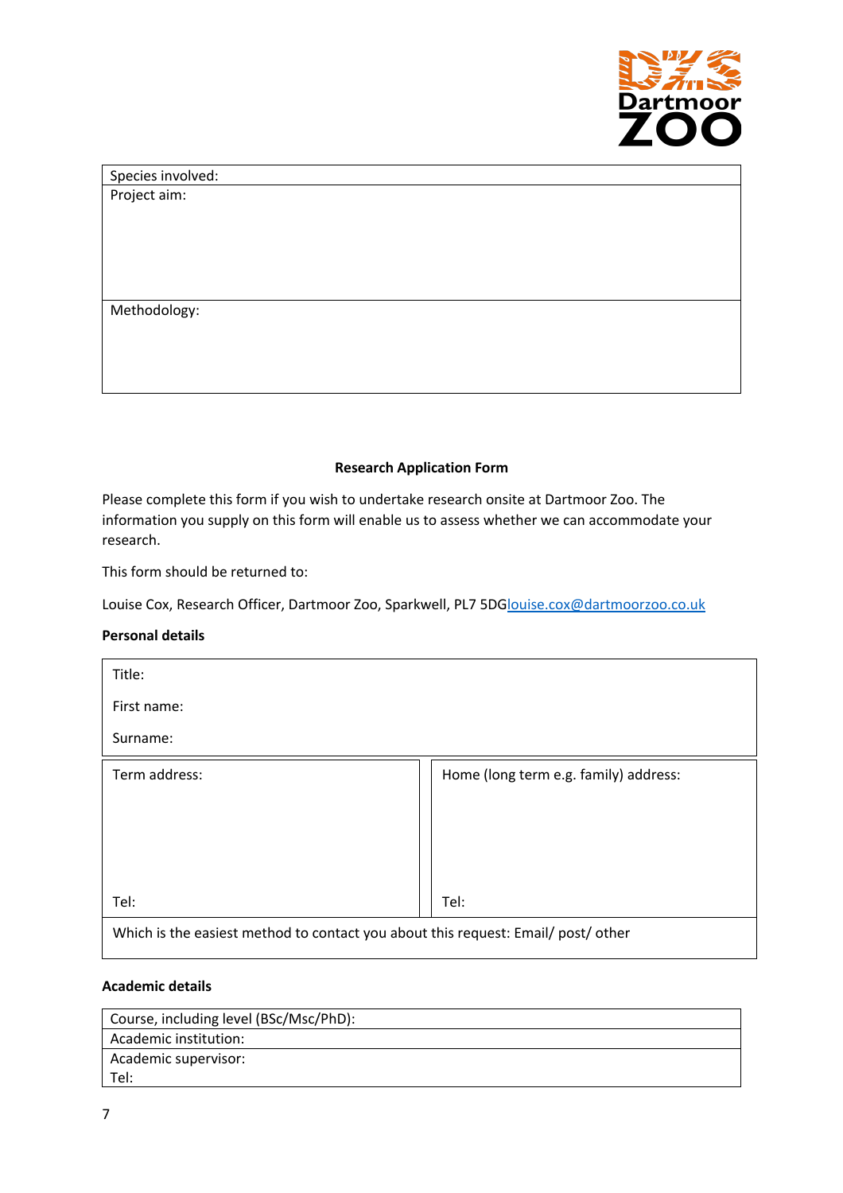| Species involved: |
|---|
| Project aim: |
| Methodology: |

**Research Application Form**

Please complete this form if you wish to undertake research onsite at Dartmoor Zoo. The information you supply on this form will enable us to assess whether we can accommodate your research.

This form should be returned to:

Louise Cox, Research Officer, Dartmoor Zoo, Sparkwell, PL7 5DGlouise.cox@dartmoorzoo.co.uk

**Personal details**

| Title:<br>First name:<br>Surname: | |
|---|---|
| Term address:<br><br><br><br>Tel: | Home (long term e.g. family) address:<br><br><br><br>Tel: |
| Which is the easiest method to contact you about this request: Email/ post/ other | |

**Academic details**

| Course, including level (BSc/Msc/PhD): |
|---|
| Academic institution: |
| Academic supervisor:<br>Tel: |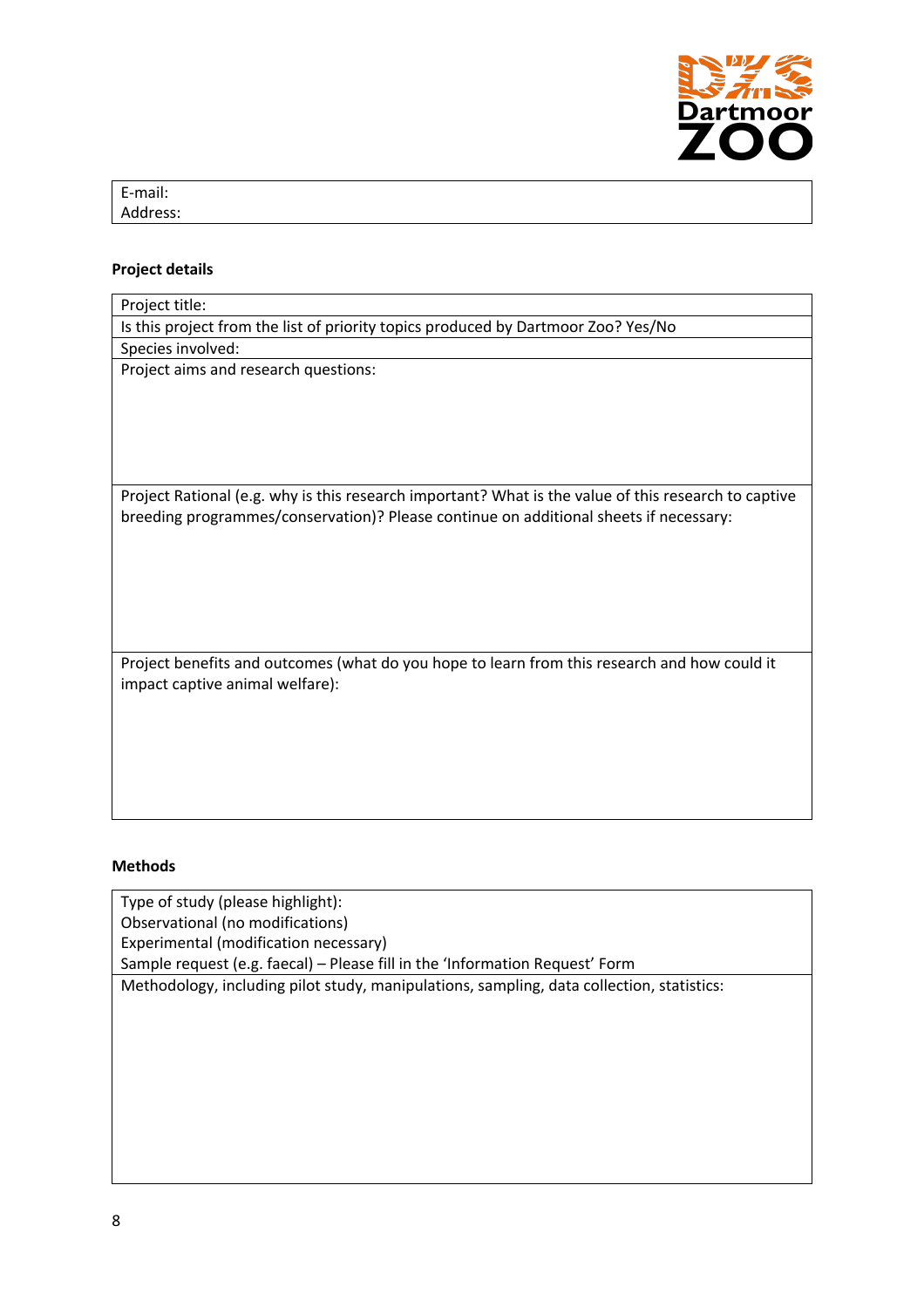| E-mail: |
|---|
| Address: |

**Project details**

| Project title: |
|---|
| Is this project from the list of priority topics produced by Dartmoor Zoo? Yes/No |
| Species involved: |
| Project aims and research questions: |
| Project Rational (e.g. why is this research important? What is the value of this research to captive breeding programmes/conservation)? Please continue on additional sheets if necessary: |
| Project benefits and outcomes (what do you hope to learn from this research and how could it impact captive animal welfare): |

**Methods**

| Type of study (please highlight):<br>Observational (no modifications)<br>Experimental (modification necessary)<br>Sample request (e.g. faecal) – Please fill in the 'Information Request' Form |
|---|
| Methodology, including pilot study, manipulations, sampling, data collection, statistics: |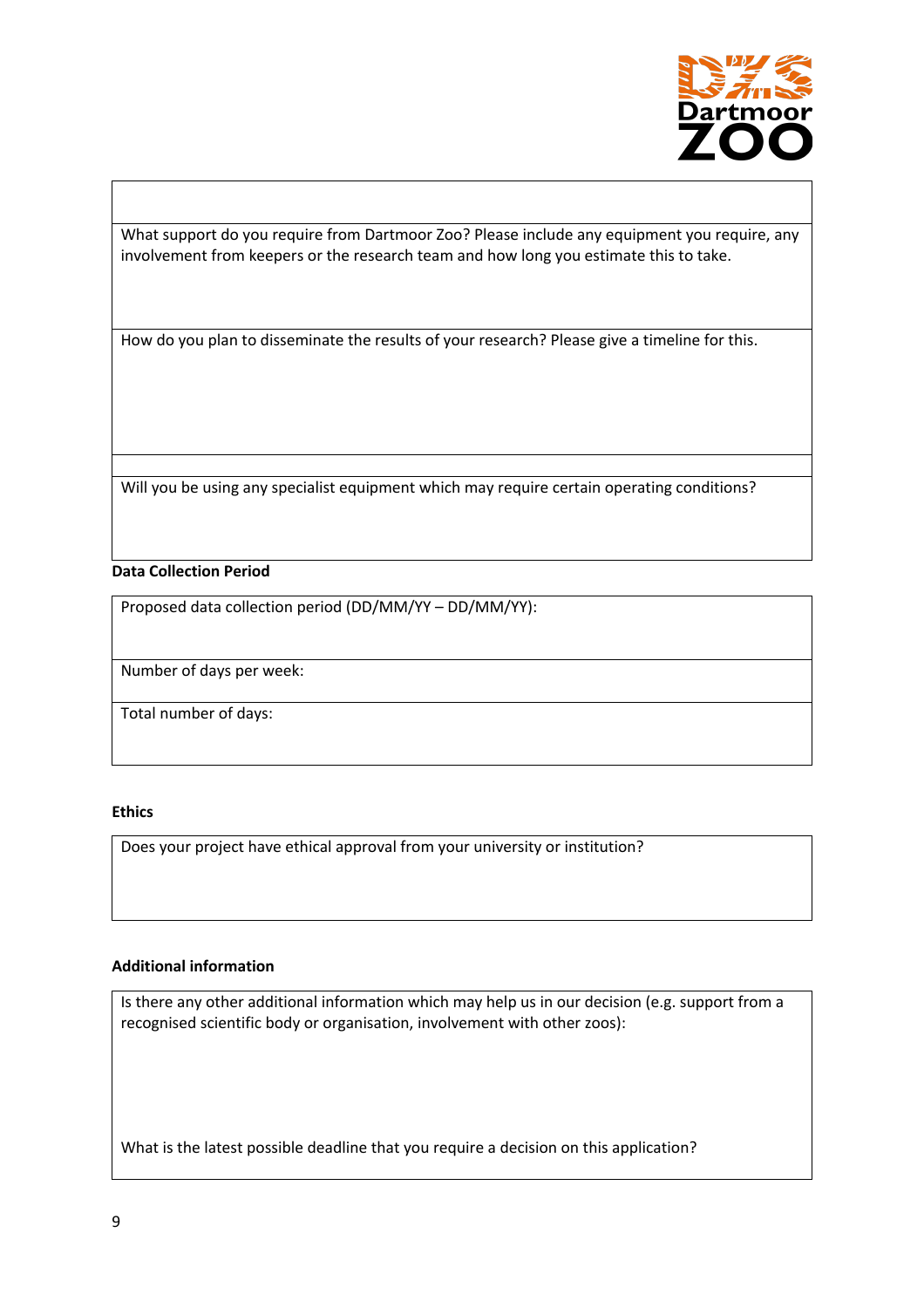What support do you require from Dartmoor Zoo? Please include any equipment you require, any involvement from keepers or the research team and how long you estimate this to take.

How do you plan to disseminate the results of your research? Please give a timeline for this.

Will you be using any specialist equipment which may require certain operating conditions?

**Data Collection Period**

Proposed data collection period (DD/MM/YY – DD/MM/YY):

Number of days per week:

Total number of days:

**Ethics**

Does your project have ethical approval from your university or institution?

**Additional information**

Is there any other additional information which may help us in our decision (e.g. support from a recognised scientific body or organisation, involvement with other zoos):

What is the latest possible deadline that you require a decision on this application?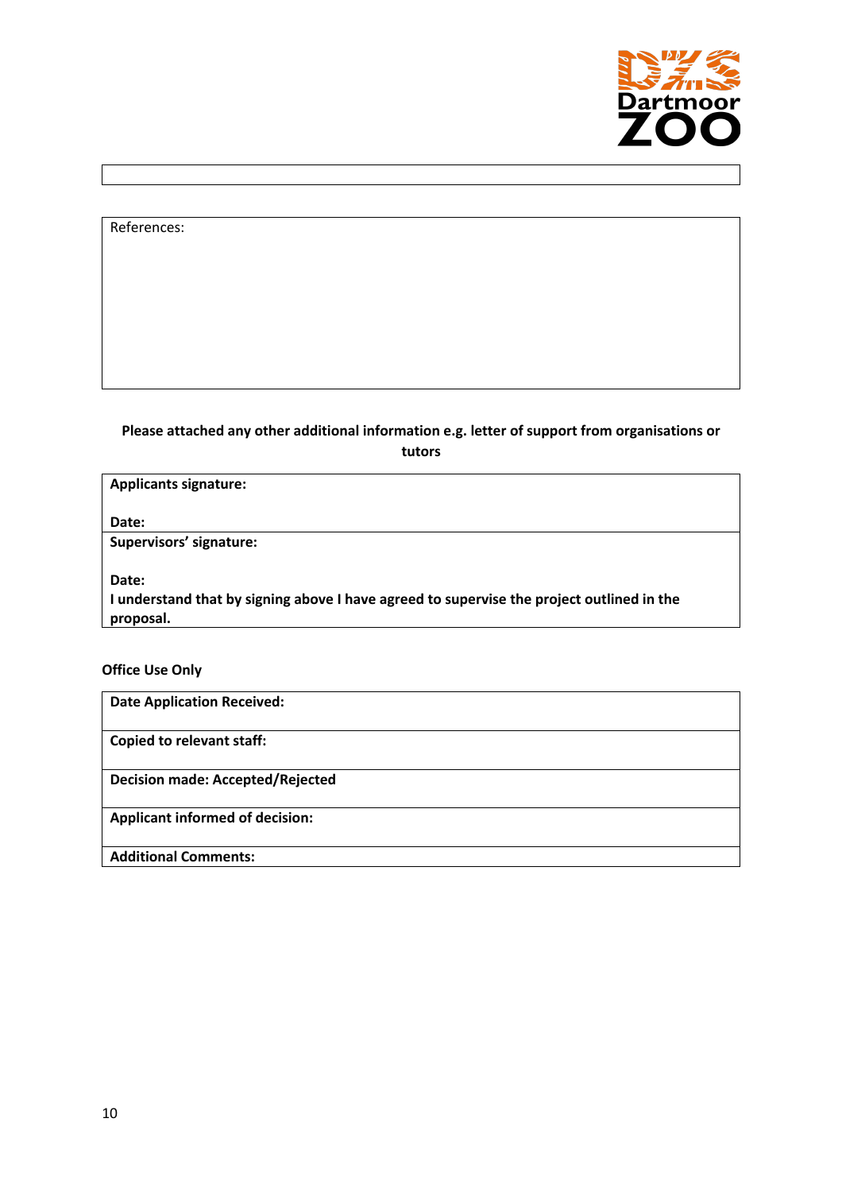| References: |
|---|

**Please attached any other additional information e.g. letter of support from organisations or tutors**

| **Applicants signature:**<br><br>**Date:** |
|---|
| **Supervisors' signature:**<br><br>**Date:**<br>**I understand that by signing above I have agreed to supervise the project outlined in the proposal.** |

**Office Use Only**

| **Date Application Received:** |
|---|
| **Copied to relevant staff:** |
| **Decision made: Accepted/Rejected** |
| **Applicant informed of decision:** |
| **Additional Comments:** |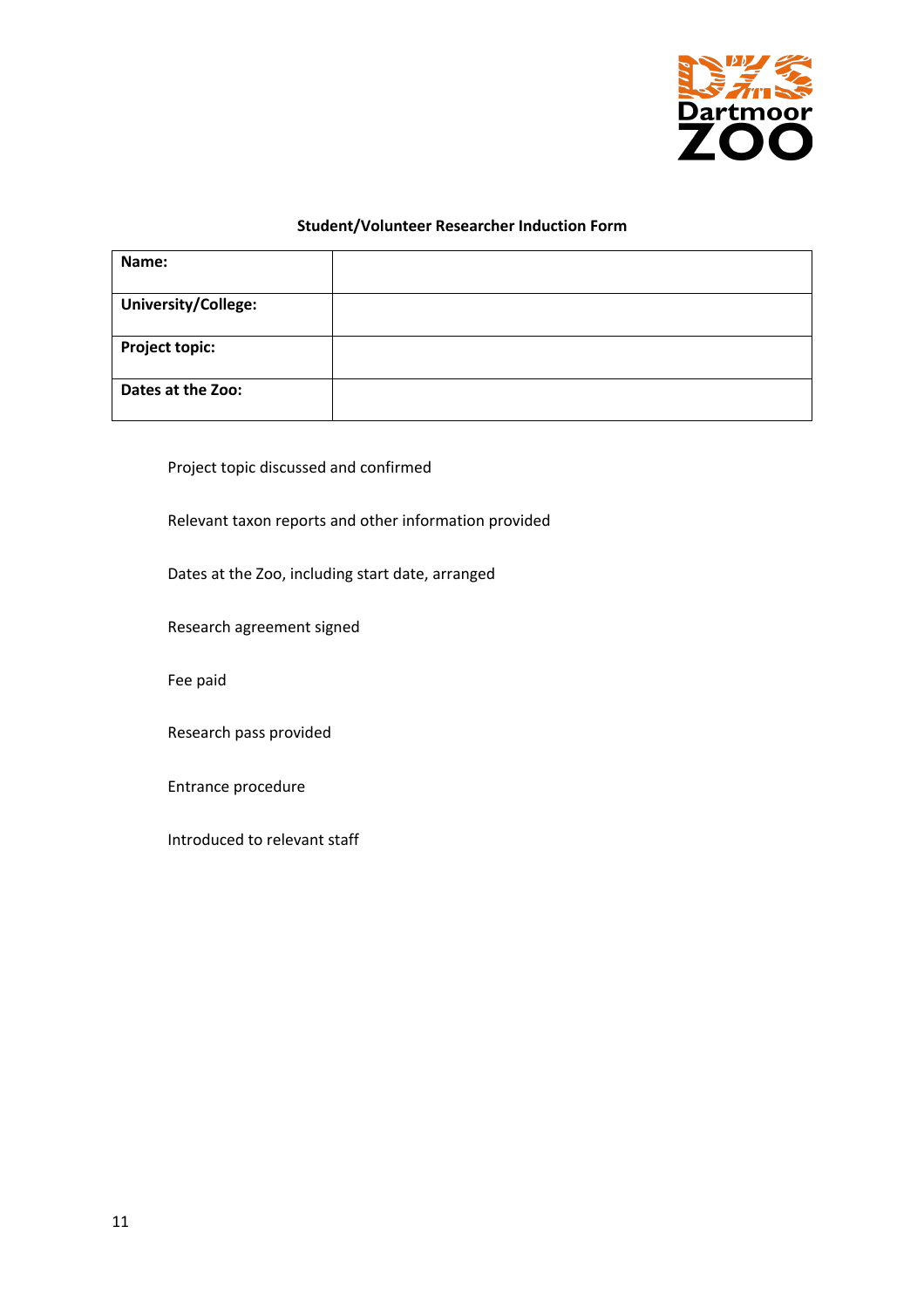**Student/Volunteer Researcher Induction Form**

| **Name:** | |
|---|---|
| **University/College:** | |
| **Project topic:** | |
| **Dates at the Zoo:** | |

Project topic discussed and confirmed

Relevant taxon reports and other information provided

Dates at the Zoo, including start date, arranged

Research agreement signed

Fee paid

Research pass provided

Entrance procedure

Introduced to relevant staff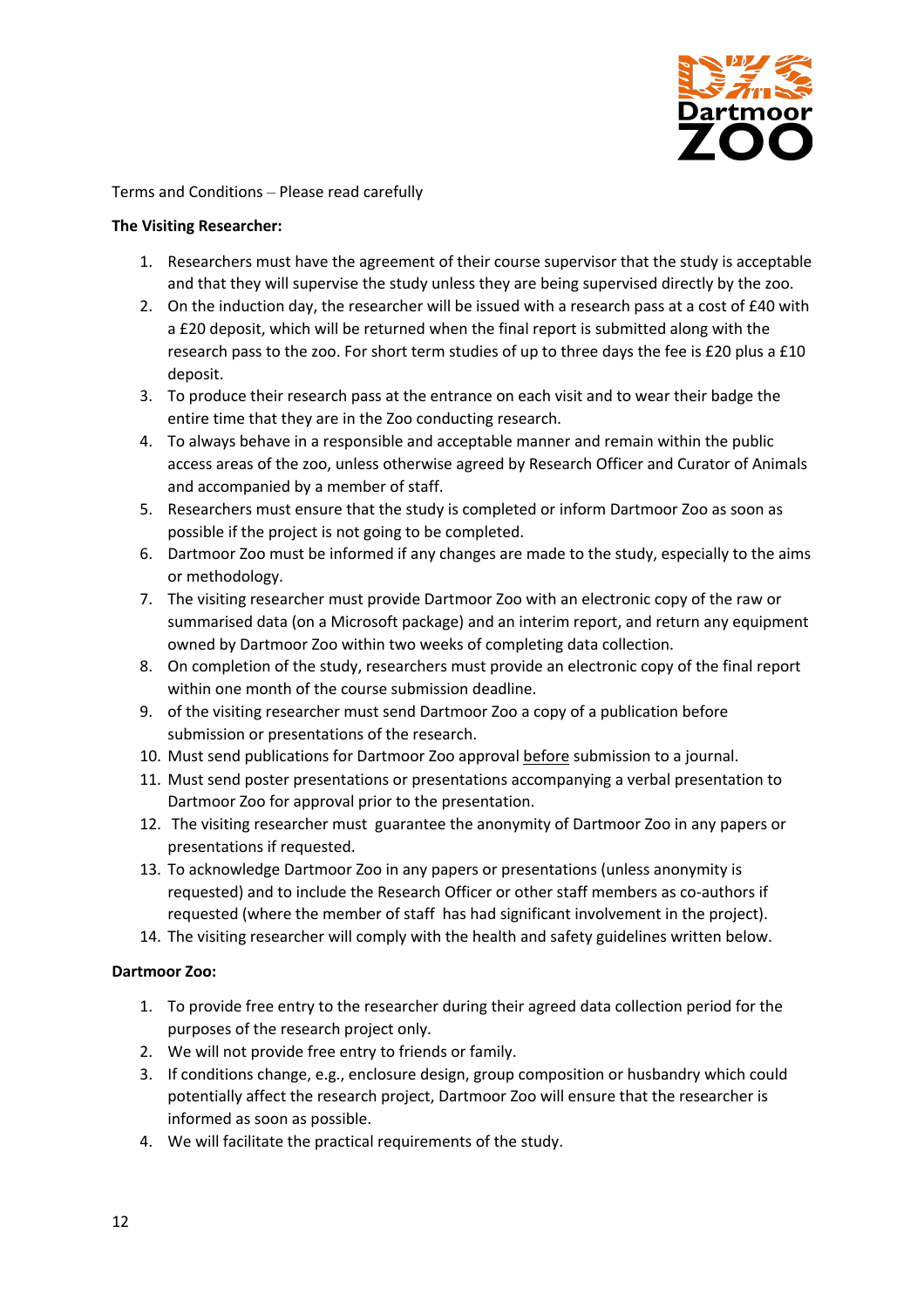Terms and Conditions – Please read carefully

**The Visiting Researcher:**

1. Researchers must have the agreement of their course supervisor that the study is acceptable and that they will supervise the study unless they are being supervised directly by the zoo.
2. On the induction day, the researcher will be issued with a research pass at a cost of £40 with a £20 deposit, which will be returned when the final report is submitted along with the research pass to the zoo. For short term studies of up to three days the fee is £20 plus a £10 deposit.
3. To produce their research pass at the entrance on each visit and to wear their badge the entire time that they are in the Zoo conducting research.
4. To always behave in a responsible and acceptable manner and remain within the public access areas of the zoo, unless otherwise agreed by Research Officer and Curator of Animals and accompanied by a member of staff.
5. Researchers must ensure that the study is completed or inform Dartmoor Zoo as soon as possible if the project is not going to be completed.
6. Dartmoor Zoo must be informed if any changes are made to the study, especially to the aims or methodology.
7. The visiting researcher must provide Dartmoor Zoo with an electronic copy of the raw or summarised data (on a Microsoft package) and an interim report, and return any equipment owned by Dartmoor Zoo within two weeks of completing data collection.
8. On completion of the study, researchers must provide an electronic copy of the final report within one month of the course submission deadline.
9. of the visiting researcher must send Dartmoor Zoo a copy of a publication before submission or presentations of the research.
10. Must send publications for Dartmoor Zoo approval <u>before</u> submission to a journal.
11. Must send poster presentations or presentations accompanying a verbal presentation to Dartmoor Zoo for approval prior to the presentation.
12. The visiting researcher must guarantee the anonymity of Dartmoor Zoo in any papers or presentations if requested.
13. To acknowledge Dartmoor Zoo in any papers or presentations (unless anonymity is requested) and to include the Research Officer or other staff members as co-authors if requested (where the member of staff has had significant involvement in the project).
14. The visiting researcher will comply with the health and safety guidelines written below.

**Dartmoor Zoo:**

1. To provide free entry to the researcher during their agreed data collection period for the purposes of the research project only.
2. We will not provide free entry to friends or family.
3. If conditions change, e.g., enclosure design, group composition or husbandry which could potentially affect the research project, Dartmoor Zoo will ensure that the researcher is informed as soon as possible.
4. We will facilitate the practical requirements of the study.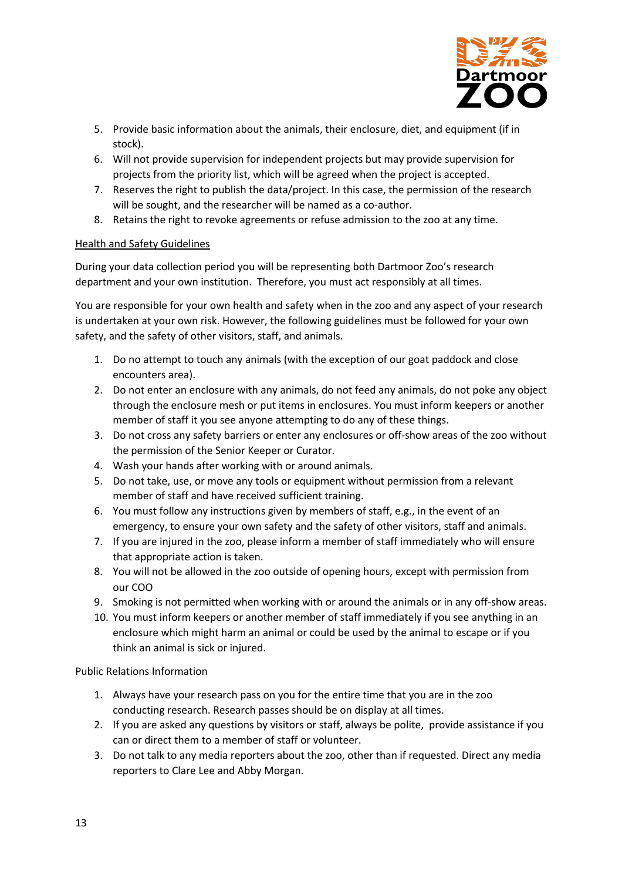5. Provide basic information about the animals, their enclosure, diet, and equipment (if in stock).
6. Will not provide supervision for independent projects but may provide supervision for projects from the priority list, which will be agreed when the project is accepted.
7. Reserves the right to publish the data/project. In this case, the permission of the research will be sought, and the researcher will be named as a co-author.
8. Retains the right to revoke agreements or refuse admission to the zoo at any time.

<u>Health and Safety Guidelines</u>

During your data collection period you will be representing both Dartmoor Zoo's research department and your own institution. Therefore, you must act responsibly at all times.

You are responsible for your own health and safety when in the zoo and any aspect of your research is undertaken at your own risk. However, the following guidelines must be followed for your own safety, and the safety of other visitors, staff, and animals.

1. Do no attempt to touch any animals (with the exception of our goat paddock and close encounters area).
2. Do not enter an enclosure with any animals, do not feed any animals, do not poke any object through the enclosure mesh or put items in enclosures. You must inform keepers or another member of staff it you see anyone attempting to do any of these things.
3. Do not cross any safety barriers or enter any enclosures or off-show areas of the zoo without the permission of the Senior Keeper or Curator.
4. Wash your hands after working with or around animals.
5. Do not take, use, or move any tools or equipment without permission from a relevant member of staff and have received sufficient training.
6. You must follow any instructions given by members of staff, e.g., in the event of an emergency, to ensure your own safety and the safety of other visitors, staff and animals.
7. If you are injured in the zoo, please inform a member of staff immediately who will ensure that appropriate action is taken.
8. You will not be allowed in the zoo outside of opening hours, except with permission from our COO
9. Smoking is not permitted when working with or around the animals or in any off-show areas.
10. You must inform keepers or another member of staff immediately if you see anything in an enclosure which might harm an animal or could be used by the animal to escape or if you think an animal is sick or injured.

Public Relations Information

1. Always have your research pass on you for the entire time that you are in the zoo conducting research. Research passes should be on display at all times.
2. If you are asked any questions by visitors or staff, always be polite, provide assistance if you can or direct them to a member of staff or volunteer.
3. Do not talk to any media reporters about the zoo, other than if requested. Direct any media reporters to Clare Lee and Abby Morgan.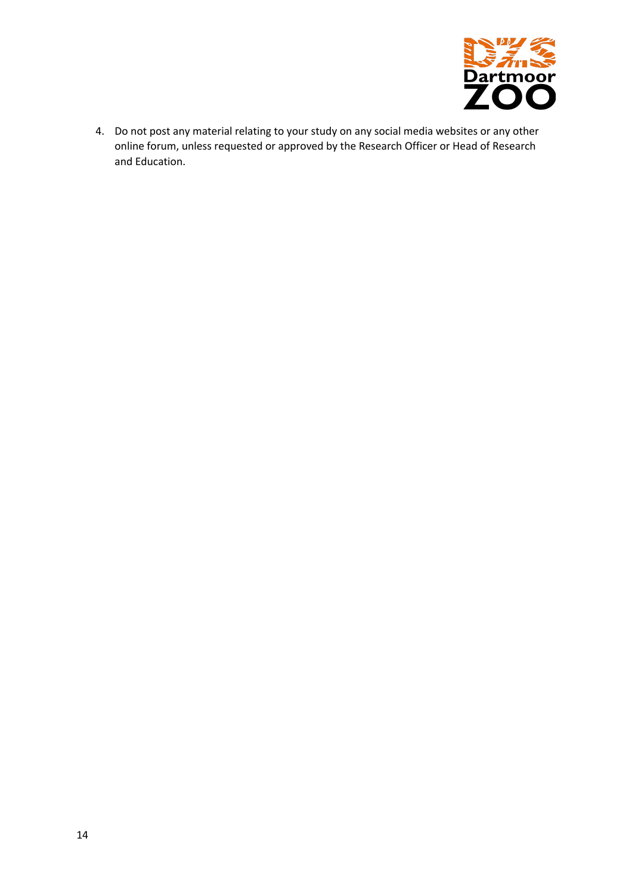4. Do not post any material relating to your study on any social media websites or any other online forum, unless requested or approved by the Research Officer or Head of Research and Education.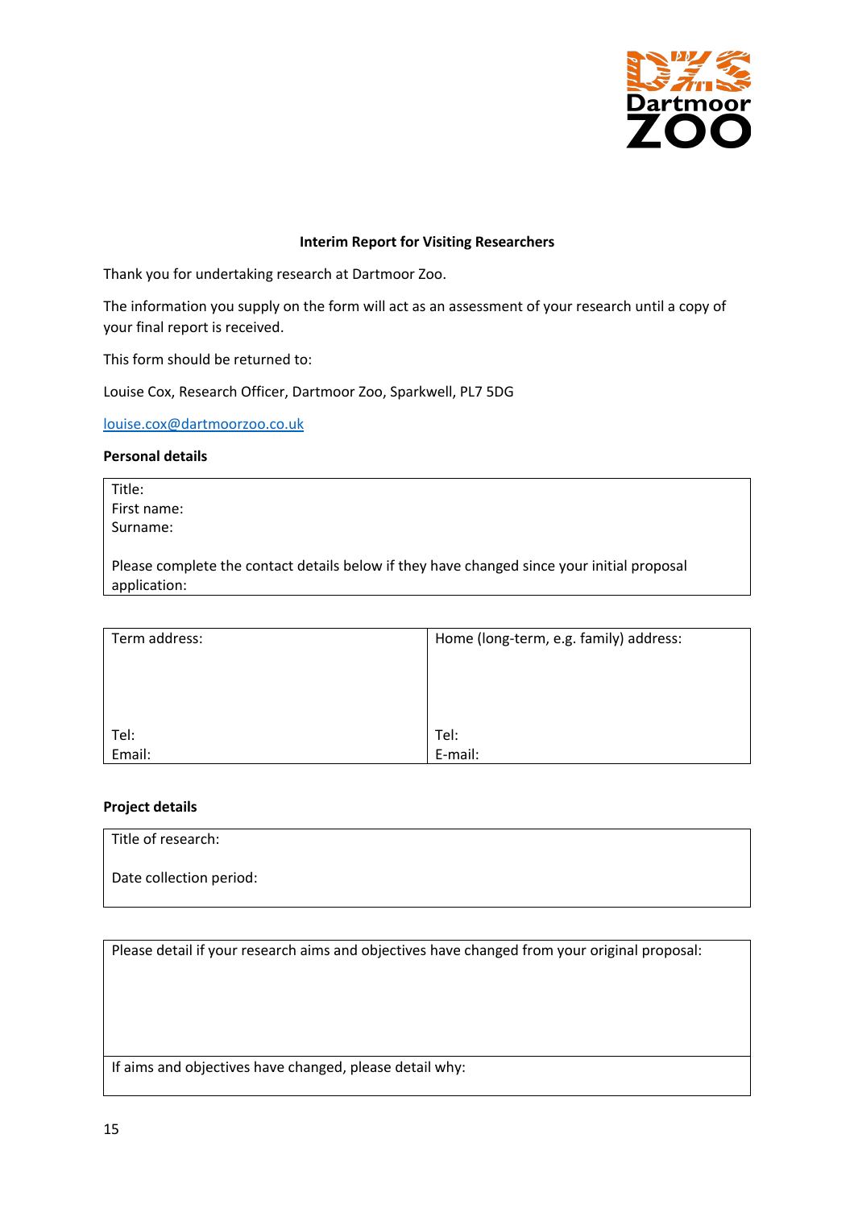**Interim Report for Visiting Researchers**

Thank you for undertaking research at Dartmoor Zoo.

The information you supply on the form will act as an assessment of your research until a copy of your final report is received.

This form should be returned to:

Louise Cox, Research Officer, Dartmoor Zoo, Sparkwell, PL7 5DG

louise.cox@dartmoorzoo.co.uk

**Personal details**

| Title:<br>First name:<br>Surname:<br><br>Please complete the contact details below if they have changed since your initial proposal application: |
|---|

| Term address:<br><br><br><br>Tel:<br>Email: | Home (long-term, e.g. family) address:<br><br><br><br>Tel:<br>E-mail: |
|---|---|

**Project details**

| Title of research:<br><br>Date collection period: |
|---|

| Please detail if your research aims and objectives have changed from your original proposal: |
|---|
| If aims and objectives have changed, please detail why: |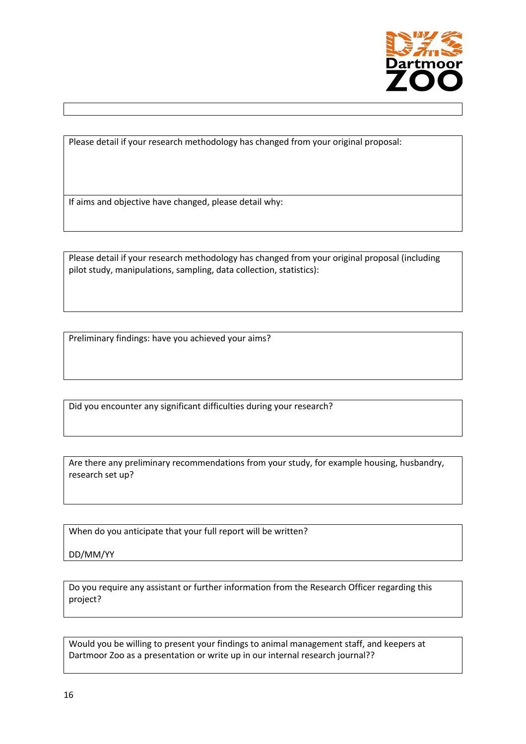Please detail if your research methodology has changed from your original proposal:

If aims and objective have changed, please detail why:

Please detail if your research methodology has changed from your original proposal (including pilot study, manipulations, sampling, data collection, statistics):

Preliminary findings: have you achieved your aims?

Did you encounter any significant difficulties during your research?

Are there any preliminary recommendations from your study, for example housing, husbandry, research set up?

When do you anticipate that your full report will be written?

DD/MM/YY

Do you require any assistant or further information from the Research Officer regarding this project?

Would you be willing to present your findings to animal management staff, and keepers at Dartmoor Zoo as a presentation or write up in our internal research journal??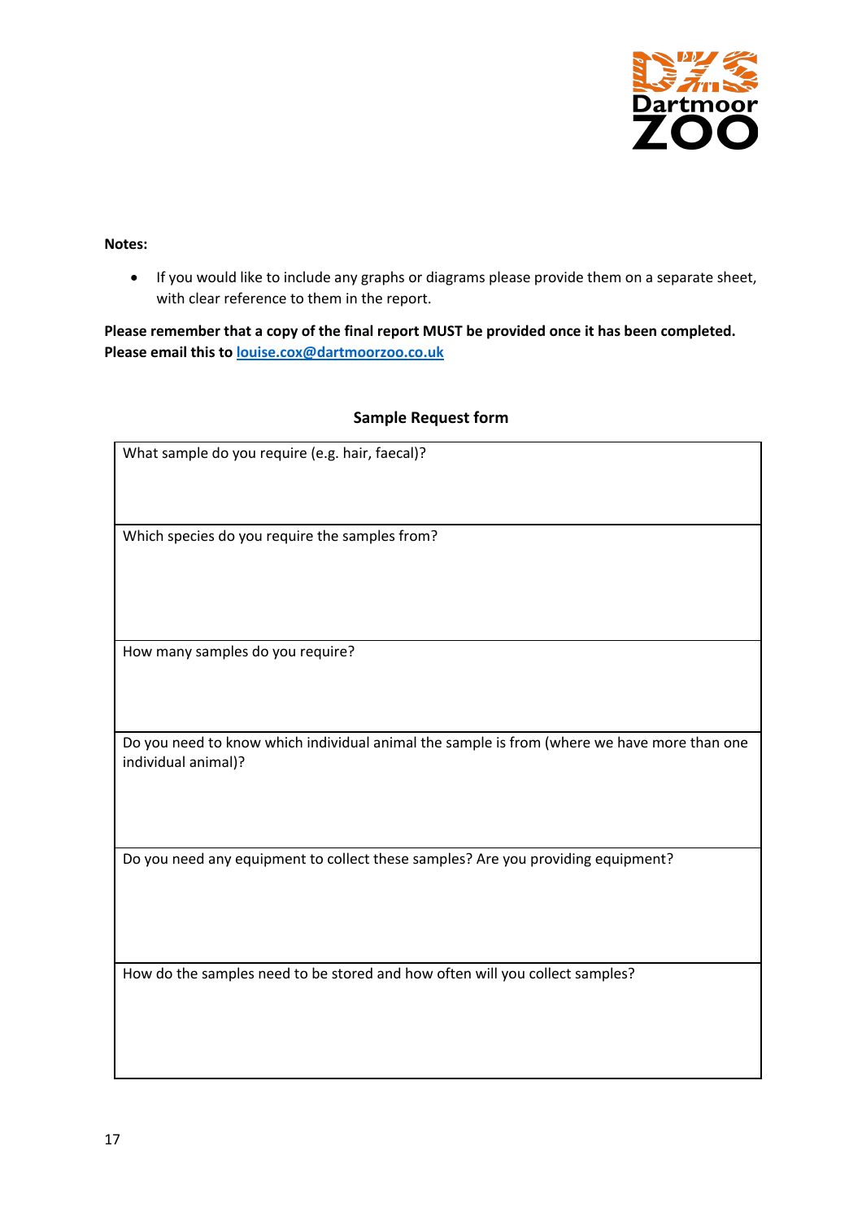**Notes:**

- If you would like to include any graphs or diagrams please provide them on a separate sheet, with clear reference to them in the report.

**Please remember that a copy of the final report MUST be provided once it has been completed. Please email this to [louise.cox@dartmoorzoo.co.uk](mailto:louise.cox@dartmoorzoo.co.uk)**

**Sample Request form**

| What sample do you require (e.g. hair, faecal)? |
|---|
| Which species do you require the samples from? |
| How many samples do you require? |
| Do you need to know which individual animal the sample is from (where we have more than one individual animal)? |
| Do you need any equipment to collect these samples? Are you providing equipment? |
| How do the samples need to be stored and how often will you collect samples? |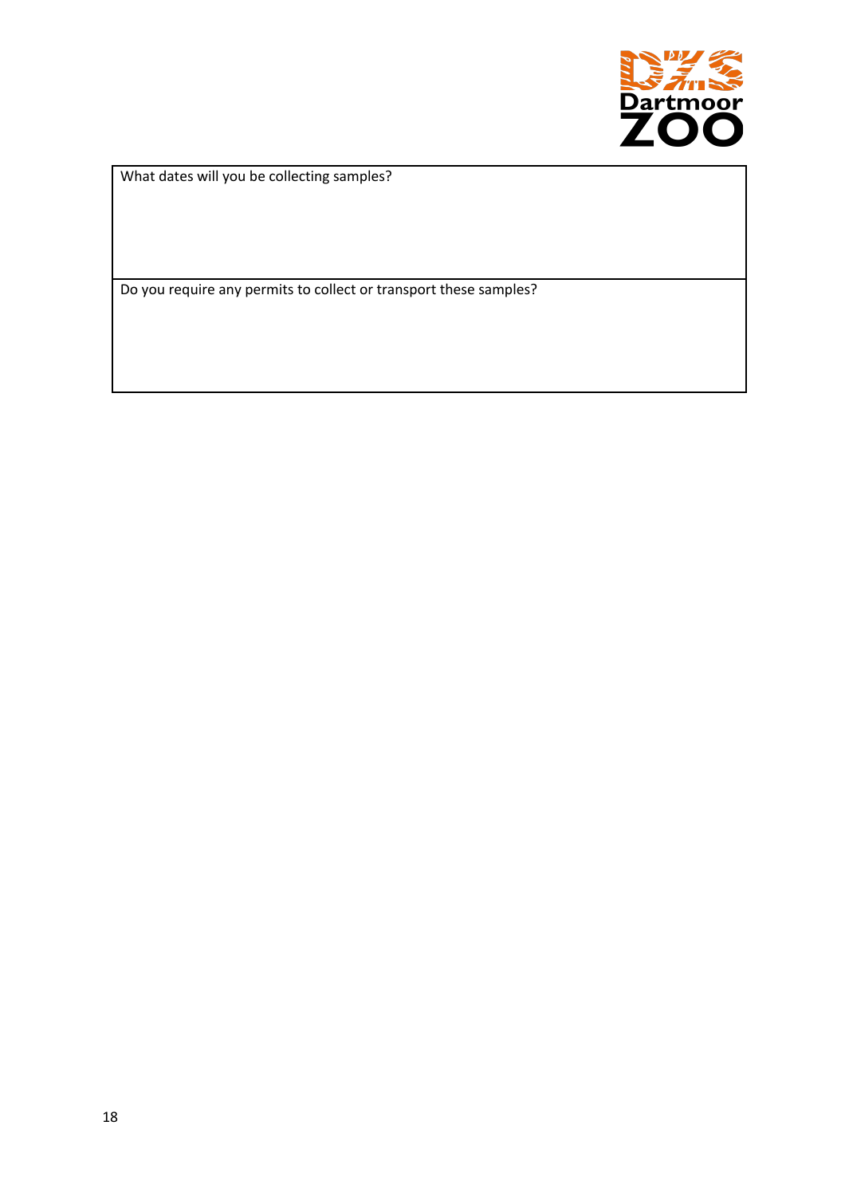| |
|---|
| What dates will you be collecting samples? |
| Do you require any permits to collect or transport these samples? |